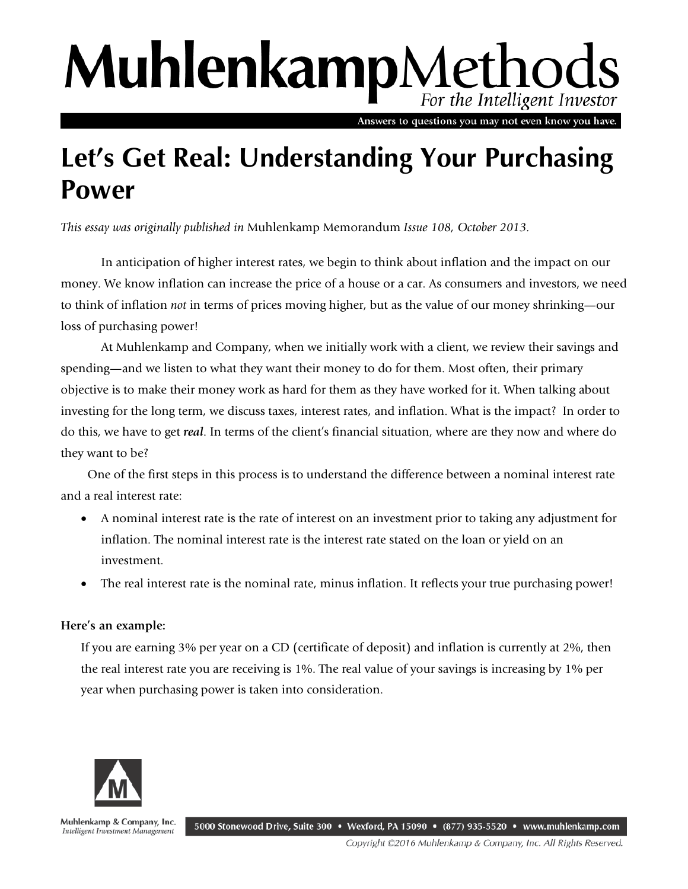# MuhlenkampMethods

*For the Intelligent Investor*

Answers to questions you may not even know you have.

## Let's Get Real: Understanding Your Purchasing Power

*This essay was originally published in* Muhlenkamp Memorandum *Issue 108, October 2013.*

In anticipation of higher interest rates, we begin to think about inflation and the impact on our money. We know inflation can increase the price of a house or a car. As consumers and investors, we need to think of inflation *not* in terms of prices moving higher, but as the value of our money shrinking—our loss of purchasing power!

At Muhlenkamp and Company, when we initially work with a client, we review their savings and spending—and we listen to what they want their money to do for them. Most often, their primary objective is to make their money work as hard for them as they have worked for it. When talking about investing for the long term, we discuss taxes, interest rates, and inflation. What is the impact? In order to do this, we have to get ***real***. In terms of the client's financial situation, where are they now and where do they want to be?

One of the first steps in this process is to understand the difference between a nominal interest rate and a real interest rate:

- A nominal interest rate is the rate of interest on an investment prior to taking any adjustment for inflation. The nominal interest rate is the interest rate stated on the loan or yield on an investment.
- The real interest rate is the nominal rate, minus inflation. It reflects your true purchasing power!

**Here's an example:**

If you are earning 3% per year on a CD (certificate of deposit) and inflation is currently at 2%, then the real interest rate you are receiving is 1%. The real value of your savings is increasing by 1% per year when purchasing power is taken into consideration.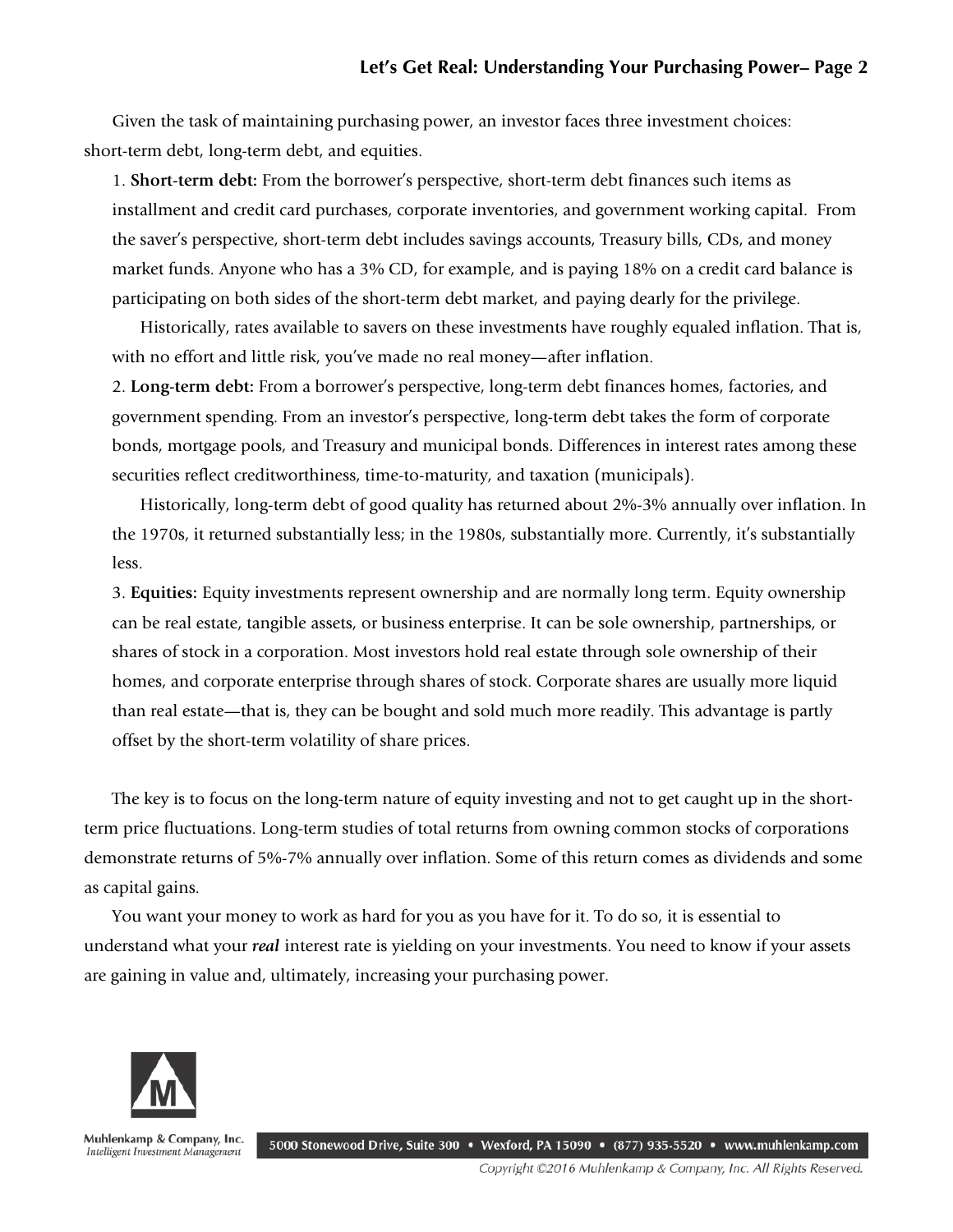Given the task of maintaining purchasing power, an investor faces three investment choices: short-term debt, long-term debt, and equities.

1. **Short-term debt:** From the borrower's perspective, short-term debt finances such items as installment and credit card purchases, corporate inventories, and government working capital. From the saver's perspective, short-term debt includes savings accounts, Treasury bills, CDs, and money market funds. Anyone who has a 3% CD, for example, and is paying 18% on a credit card balance is participating on both sides of the short-term debt market, and paying dearly for the privilege.

   Historically, rates available to savers on these investments have roughly equaled inflation. That is, with no effort and little risk, you've made no real money—after inflation.

2. **Long-term debt:** From a borrower's perspective, long-term debt finances homes, factories, and government spending. From an investor's perspective, long-term debt takes the form of corporate bonds, mortgage pools, and Treasury and municipal bonds. Differences in interest rates among these securities reflect creditworthiness, time-to-maturity, and taxation (municipals).

   Historically, long-term debt of good quality has returned about 2%-3% annually over inflation. In the 1970s, it returned substantially less; in the 1980s, substantially more. Currently, it's substantially less.

3. **Equities:** Equity investments represent ownership and are normally long term. Equity ownership can be real estate, tangible assets, or business enterprise. It can be sole ownership, partnerships, or shares of stock in a corporation. Most investors hold real estate through sole ownership of their homes, and corporate enterprise through shares of stock. Corporate shares are usually more liquid than real estate—that is, they can be bought and sold much more readily. This advantage is partly offset by the short-term volatility of share prices.

The key is to focus on the long-term nature of equity investing and not to get caught up in the short-term price fluctuations. Long-term studies of total returns from owning common stocks of corporations demonstrate returns of 5%-7% annually over inflation. Some of this return comes as dividends and some as capital gains.

You want your money to work as hard for you as you have for it. To do so, it is essential to understand what your ***real*** interest rate is yielding on your investments. You need to know if your assets are gaining in value and, ultimately, increasing your purchasing power.

Muhlenkamp & Company, Inc.
*Intelligent Investment Management*

5000 Stonewood Drive, Suite 300 • Wexford, PA 15090 • (877) 935-5520 • www.muhlenkamp.com

*Copyright ©2016 Muhlenkamp & Company, Inc. All Rights Reserved.*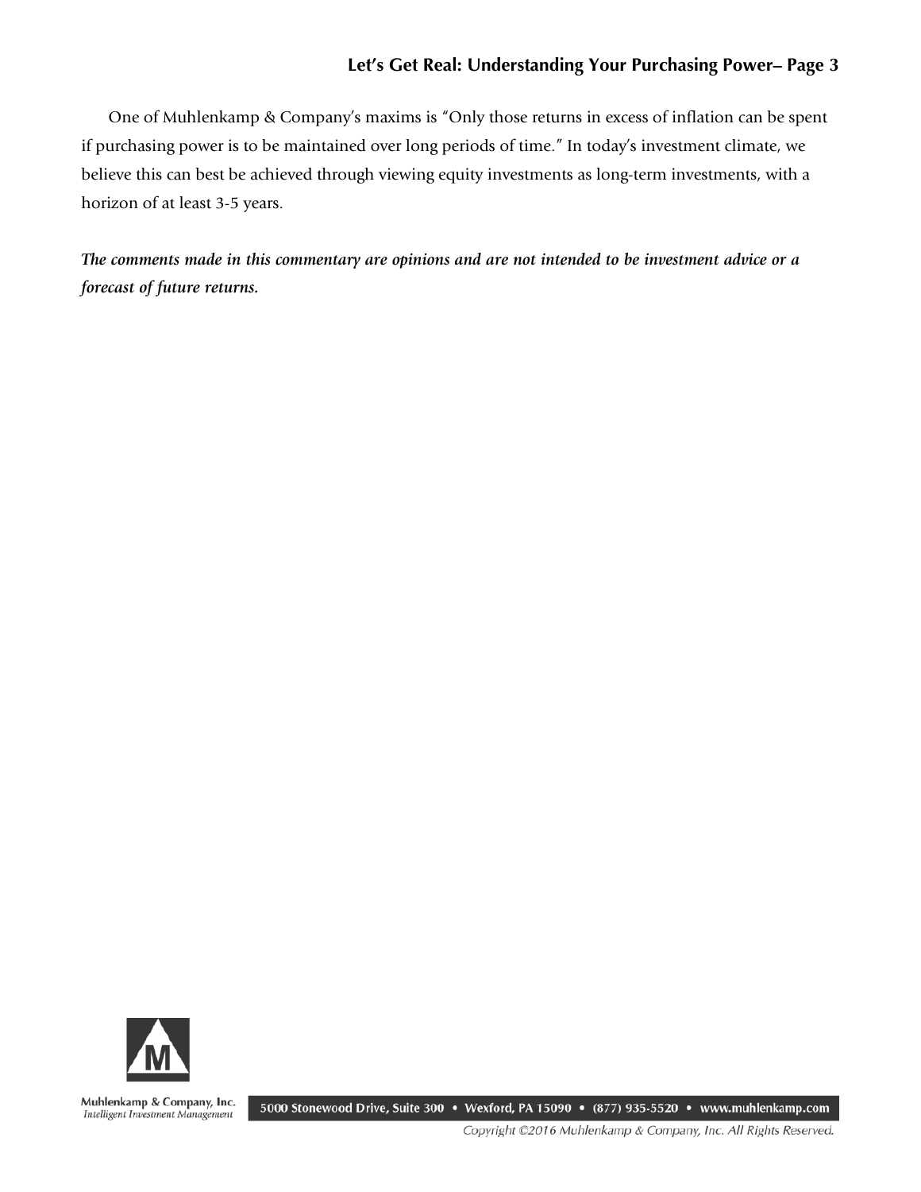One of Muhlenkamp & Company's maxims is "Only those returns in excess of inflation can be spent if purchasing power is to be maintained over long periods of time." In today's investment climate, we believe this can best be achieved through viewing equity investments as long-term investments, with a horizon of at least 3-5 years.

***The comments made in this commentary are opinions and are not intended to be investment advice or a forecast of future returns.***